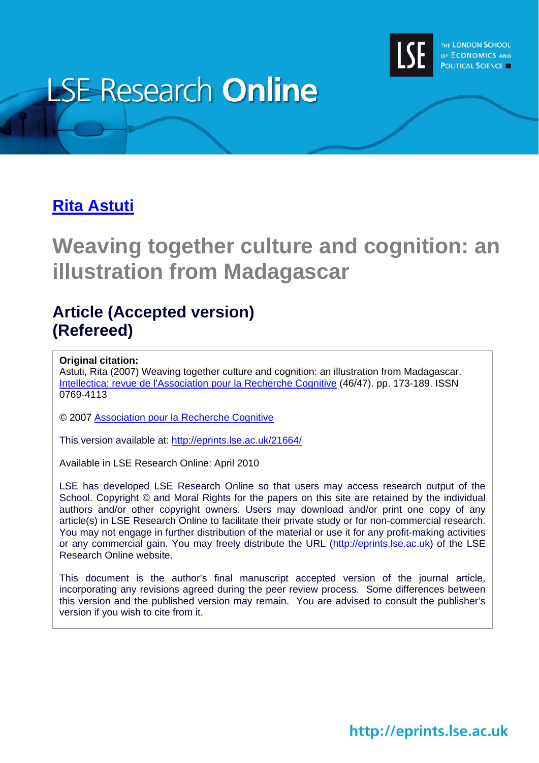LSE Research **Online**

THE LONDON SCHOOL OF ECONOMICS AND POLITICAL SCIENCE

## [Rita Astuti](http://www2.lse.ac.uk/researchAndExpertise/Experts/profile.aspx?KeyValue=r.astuti@lse.ac.uk)

# Weaving together culture and cognition: an illustration from Madagascar

## Article (Accepted version) (Refereed)

**Original citation:**
Astuti, Rita (2007) Weaving together culture and cognition: an illustration from Madagascar. Intellectica: revue de l'Association pour la Recherche Cognitive (46/47). pp. 173-189. ISSN 0769-4113

© 2007 Association pour la Recherche Cognitive

This version available at: http://eprints.lse.ac.uk/21664/

Available in LSE Research Online: April 2010

LSE has developed LSE Research Online so that users may access research output of the School. Copyright © and Moral Rights for the papers on this site are retained by the individual authors and/or other copyright owners. Users may download and/or print one copy of any article(s) in LSE Research Online to facilitate their private study or for non-commercial research. You may not engage in further distribution of the material or use it for any profit-making activities or any commercial gain. You may freely distribute the URL (http://eprints.lse.ac.uk) of the LSE Research Online website.

This document is the author's final manuscript accepted version of the journal article, incorporating any revisions agreed during the peer review process. Some differences between this version and the published version may remain. You are advised to consult the publisher's version if you wish to cite from it.

http://eprints.lse.ac.uk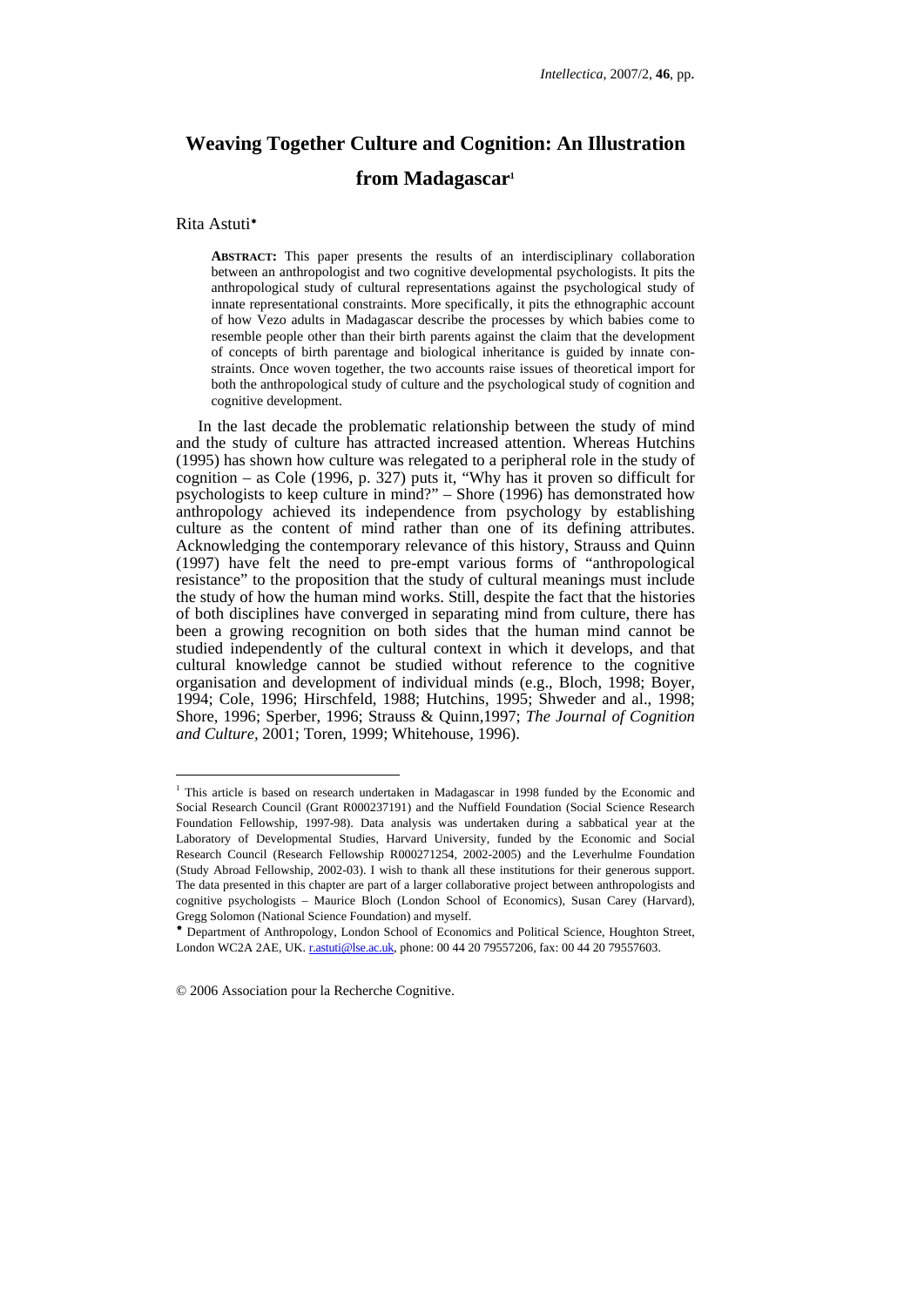# Weaving Together Culture and Cognition: An Illustration from Madagascar[1]

Rita Astuti[•]

**ABSTRACT:** This paper presents the results of an interdisciplinary collaboration between an anthropologist and two cognitive developmental psychologists. It pits the anthropological study of cultural representations against the psychological study of innate representational constraints. More specifically, it pits the ethnographic account of how Vezo adults in Madagascar describe the processes by which babies come to resemble people other than their birth parents against the claim that the development of concepts of birth parentage and biological inheritance is guided by innate constraints. Once woven together, the two accounts raise issues of theoretical import for both the anthropological study of culture and the psychological study of cognition and cognitive development.

In the last decade the problematic relationship between the study of mind and the study of culture has attracted increased attention. Whereas Hutchins (1995) has shown how culture was relegated to a peripheral role in the study of cognition – as Cole (1996, p. 327) puts it, "Why has it proven so difficult for psychologists to keep culture in mind?" – Shore (1996) has demonstrated how anthropology achieved its independence from psychology by establishing culture as the content of mind rather than one of its defining attributes. Acknowledging the contemporary relevance of this history, Strauss and Quinn (1997) have felt the need to pre-empt various forms of "anthropological resistance" to the proposition that the study of cultural meanings must include the study of how the human mind works. Still, despite the fact that the histories of both disciplines have converged in separating mind from culture, there has been a growing recognition on both sides that the human mind cannot be studied independently of the cultural context in which it develops, and that cultural knowledge cannot be studied without reference to the cognitive organisation and development of individual minds (e.g., Bloch, 1998; Boyer, 1994; Cole, 1996; Hirschfeld, 1988; Hutchins, 1995; Shweder and al., 1998; Shore, 1996; Sperber, 1996; Strauss & Quinn,1997; *The Journal of Cognition and Culture*, 2001; Toren, 1999; Whitehouse, 1996).

---

[1] This article is based on research undertaken in Madagascar in 1998 funded by the Economic and Social Research Council (Grant R000237191) and the Nuffield Foundation (Social Science Research Foundation Fellowship, 1997-98). Data analysis was undertaken during a sabbatical year at the Laboratory of Developmental Studies, Harvard University, funded by the Economic and Social Research Council (Research Fellowship R000271254, 2002-2005) and the Leverhulme Foundation (Study Abroad Fellowship, 2002-03). I wish to thank all these institutions for their generous support. The data presented in this chapter are part of a larger collaborative project between anthropologists and cognitive psychologists – Maurice Bloch (London School of Economics), Susan Carey (Harvard), Gregg Solomon (National Science Foundation) and myself.

[•] Department of Anthropology, London School of Economics and Political Science, Houghton Street, London WC2A 2AE, UK. r.astuti@lse.ac.uk, phone: 00 44 20 79557206, fax: 00 44 20 79557603.

© 2006 Association pour la Recherche Cognitive.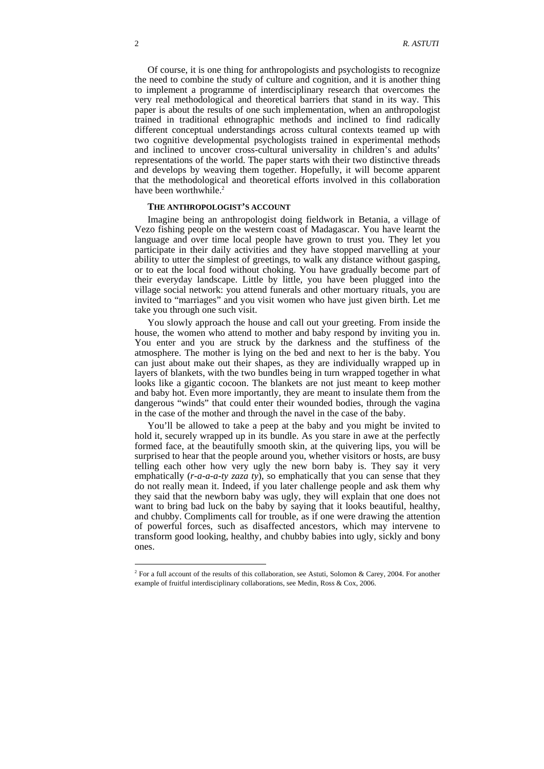Of course, it is one thing for anthropologists and psychologists to recognize the need to combine the study of culture and cognition, and it is another thing to implement a programme of interdisciplinary research that overcomes the very real methodological and theoretical barriers that stand in its way. This paper is about the results of one such implementation, when an anthropologist trained in traditional ethnographic methods and inclined to find radically different conceptual understandings across cultural contexts teamed up with two cognitive developmental psychologists trained in experimental methods and inclined to uncover cross-cultural universality in children's and adults' representations of the world. The paper starts with their two distinctive threads and develops by weaving them together. Hopefully, it will become apparent that the methodological and theoretical efforts involved in this collaboration have been worthwhile.[2]

## THE ANTHROPOLOGIST'S ACCOUNT

Imagine being an anthropologist doing fieldwork in Betania, a village of Vezo fishing people on the western coast of Madagascar. You have learnt the language and over time local people have grown to trust you. They let you participate in their daily activities and they have stopped marvelling at your ability to utter the simplest of greetings, to walk any distance without gasping, or to eat the local food without choking. You have gradually become part of their everyday landscape. Little by little, you have been plugged into the village social network: you attend funerals and other mortuary rituals, you are invited to "marriages" and you visit women who have just given birth. Let me take you through one such visit.

You slowly approach the house and call out your greeting. From inside the house, the women who attend to mother and baby respond by inviting you in. You enter and you are struck by the darkness and the stuffiness of the atmosphere. The mother is lying on the bed and next to her is the baby. You can just about make out their shapes, as they are individually wrapped up in layers of blankets, with the two bundles being in turn wrapped together in what looks like a gigantic cocoon. The blankets are not just meant to keep mother and baby hot. Even more importantly, they are meant to insulate them from the dangerous "winds" that could enter their wounded bodies, through the vagina in the case of the mother and through the navel in the case of the baby.

You'll be allowed to take a peep at the baby and you might be invited to hold it, securely wrapped up in its bundle. As you stare in awe at the perfectly formed face, at the beautifully smooth skin, at the quivering lips, you will be surprised to hear that the people around you, whether visitors or hosts, are busy telling each other how very ugly the new born baby is. They say it very emphatically (*r-a-a-a-ty zaza ty*), so emphatically that you can sense that they do not really mean it. Indeed, if you later challenge people and ask them why they said that the newborn baby was ugly, they will explain that one does not want to bring bad luck on the baby by saying that it looks beautiful, healthy, and chubby. Compliments call for trouble, as if one were drawing the attention of powerful forces, such as disaffected ancestors, which may intervene to transform good looking, healthy, and chubby babies into ugly, sickly and bony ones.

---

[2] For a full account of the results of this collaboration, see Astuti, Solomon & Carey, 2004. For another example of fruitful interdisciplinary collaborations, see Medin, Ross & Cox, 2006.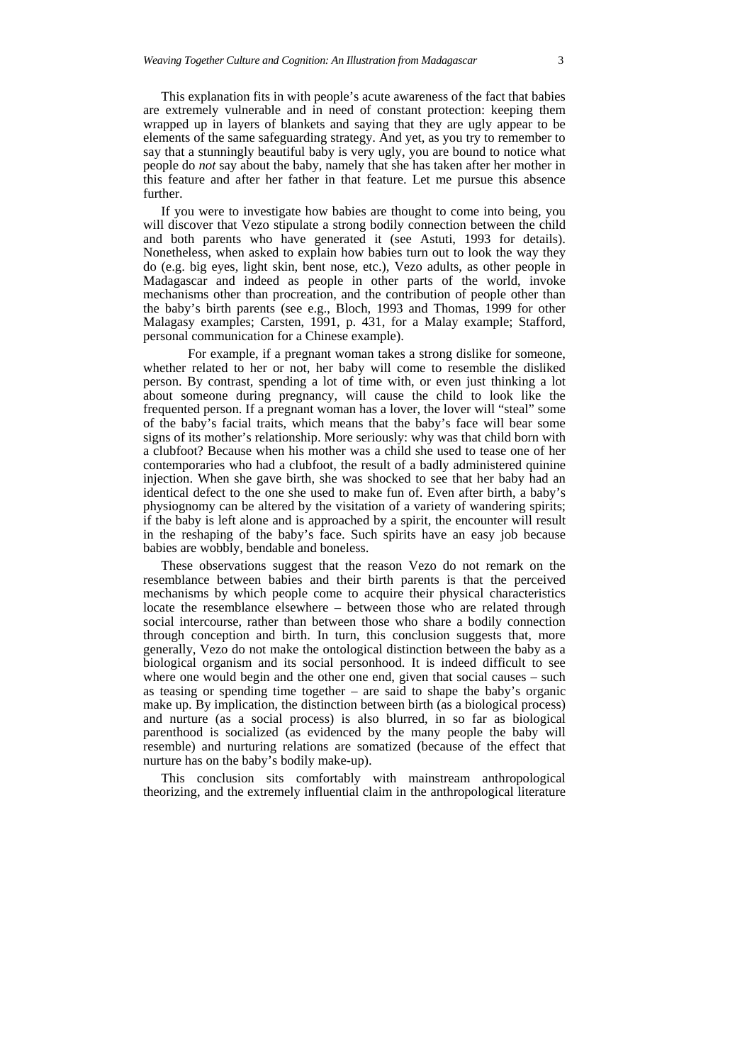This explanation fits in with people's acute awareness of the fact that babies are extremely vulnerable and in need of constant protection: keeping them wrapped up in layers of blankets and saying that they are ugly appear to be elements of the same safeguarding strategy. And yet, as you try to remember to say that a stunningly beautiful baby is very ugly, you are bound to notice what people do *not* say about the baby, namely that she has taken after her mother in this feature and after her father in that feature. Let me pursue this absence further.

If you were to investigate how babies are thought to come into being, you will discover that Vezo stipulate a strong bodily connection between the child and both parents who have generated it (see Astuti, 1993 for details). Nonetheless, when asked to explain how babies turn out to look the way they do (e.g. big eyes, light skin, bent nose, etc.), Vezo adults, as other people in Madagascar and indeed as people in other parts of the world, invoke mechanisms other than procreation, and the contribution of people other than the baby's birth parents (see e.g., Bloch, 1993 and Thomas, 1999 for other Malagasy examples; Carsten, 1991, p. 431, for a Malay example; Stafford, personal communication for a Chinese example).

For example, if a pregnant woman takes a strong dislike for someone, whether related to her or not, her baby will come to resemble the disliked person. By contrast, spending a lot of time with, or even just thinking a lot about someone during pregnancy, will cause the child to look like the frequented person. If a pregnant woman has a lover, the lover will "steal" some of the baby's facial traits, which means that the baby's face will bear some signs of its mother's relationship. More seriously: why was that child born with a clubfoot? Because when his mother was a child she used to tease one of her contemporaries who had a clubfoot, the result of a badly administered quinine injection. When she gave birth, she was shocked to see that her baby had an identical defect to the one she used to make fun of. Even after birth, a baby's physiognomy can be altered by the visitation of a variety of wandering spirits; if the baby is left alone and is approached by a spirit, the encounter will result in the reshaping of the baby's face. Such spirits have an easy job because babies are wobbly, bendable and boneless.

These observations suggest that the reason Vezo do not remark on the resemblance between babies and their birth parents is that the perceived mechanisms by which people come to acquire their physical characteristics locate the resemblance elsewhere – between those who are related through social intercourse, rather than between those who share a bodily connection through conception and birth. In turn, this conclusion suggests that, more generally, Vezo do not make the ontological distinction between the baby as a biological organism and its social personhood. It is indeed difficult to see where one would begin and the other one end, given that social causes – such as teasing or spending time together – are said to shape the baby's organic make up. By implication, the distinction between birth (as a biological process) and nurture (as a social process) is also blurred, in so far as biological parenthood is socialized (as evidenced by the many people the baby will resemble) and nurturing relations are somatized (because of the effect that nurture has on the baby's bodily make-up).

This conclusion sits comfortably with mainstream anthropological theorizing, and the extremely influential claim in the anthropological literature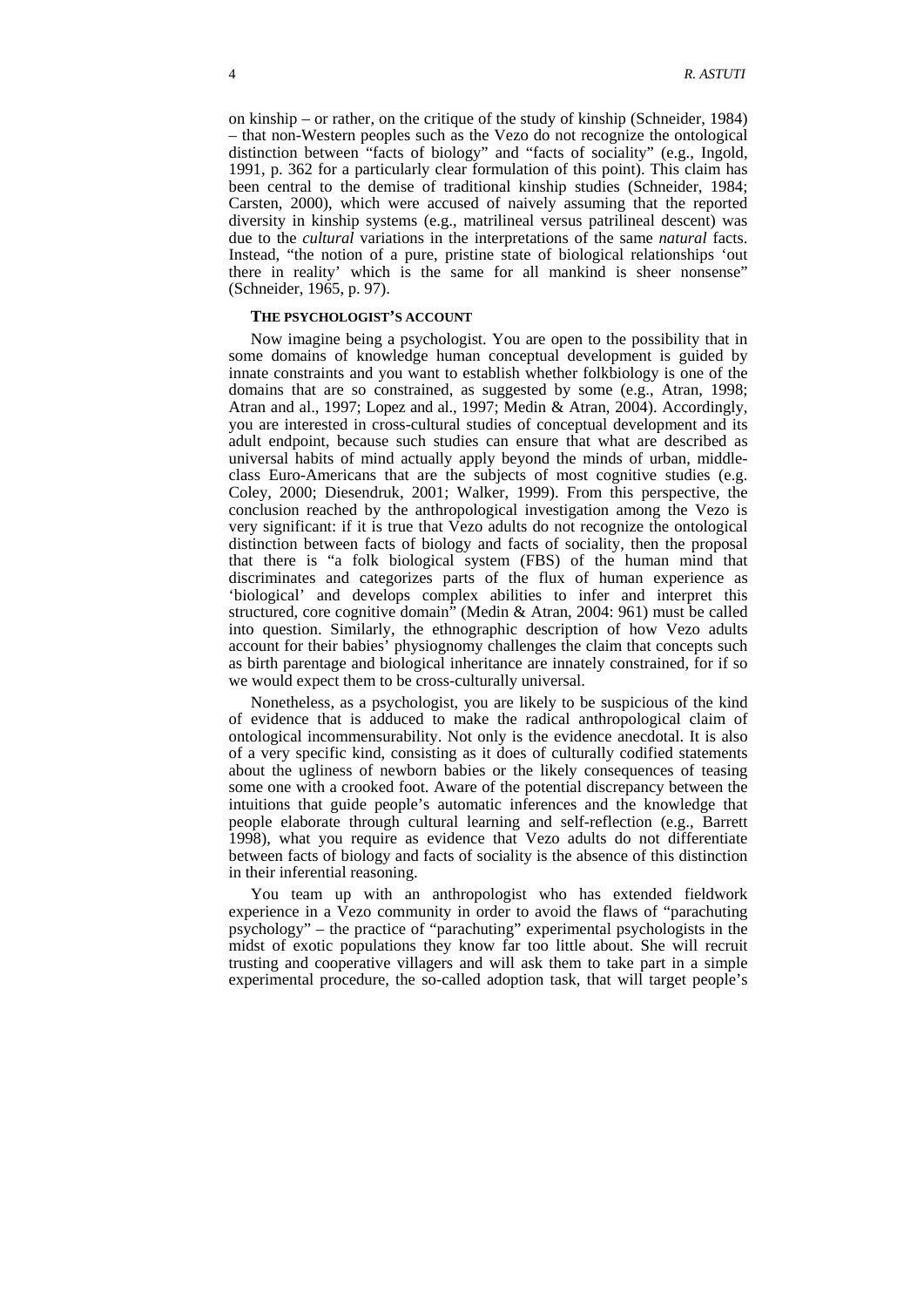on kinship – or rather, on the critique of the study of kinship (Schneider, 1984) – that non-Western peoples such as the Vezo do not recognize the ontological distinction between "facts of biology" and "facts of sociality" (e.g., Ingold, 1991, p. 362 for a particularly clear formulation of this point). This claim has been central to the demise of traditional kinship studies (Schneider, 1984; Carsten, 2000), which were accused of naively assuming that the reported diversity in kinship systems (e.g., matrilineal versus patrilineal descent) was due to the *cultural* variations in the interpretations of the same *natural* facts. Instead, "the notion of a pure, pristine state of biological relationships 'out there in reality' which is the same for all mankind is sheer nonsense" (Schneider, 1965, p. 97).

### THE PSYCHOLOGIST'S ACCOUNT

Now imagine being a psychologist. You are open to the possibility that in some domains of knowledge human conceptual development is guided by innate constraints and you want to establish whether folkbiology is one of the domains that are so constrained, as suggested by some (e.g., Atran, 1998; Atran and al., 1997; Lopez and al., 1997; Medin & Atran, 2004). Accordingly, you are interested in cross-cultural studies of conceptual development and its adult endpoint, because such studies can ensure that what are described as universal habits of mind actually apply beyond the minds of urban, middle-class Euro-Americans that are the subjects of most cognitive studies (e.g. Coley, 2000; Diesendruk, 2001; Walker, 1999). From this perspective, the conclusion reached by the anthropological investigation among the Vezo is very significant: if it is true that Vezo adults do not recognize the ontological distinction between facts of biology and facts of sociality, then the proposal that there is "a folk biological system (FBS) of the human mind that discriminates and categorizes parts of the flux of human experience as 'biological' and develops complex abilities to infer and interpret this structured, core cognitive domain" (Medin & Atran, 2004: 961) must be called into question. Similarly, the ethnographic description of how Vezo adults account for their babies' physiognomy challenges the claim that concepts such as birth parentage and biological inheritance are innately constrained, for if so we would expect them to be cross-culturally universal.

Nonetheless, as a psychologist, you are likely to be suspicious of the kind of evidence that is adduced to make the radical anthropological claim of ontological incommensurability. Not only is the evidence anecdotal. It is also of a very specific kind, consisting as it does of culturally codified statements about the ugliness of newborn babies or the likely consequences of teasing some one with a crooked foot. Aware of the potential discrepancy between the intuitions that guide people's automatic inferences and the knowledge that people elaborate through cultural learning and self-reflection (e.g., Barrett 1998), what you require as evidence that Vezo adults do not differentiate between facts of biology and facts of sociality is the absence of this distinction in their inferential reasoning.

You team up with an anthropologist who has extended fieldwork experience in a Vezo community in order to avoid the flaws of "parachuting psychology" – the practice of "parachuting" experimental psychologists in the midst of exotic populations they know far too little about. She will recruit trusting and cooperative villagers and will ask them to take part in a simple experimental procedure, the so-called adoption task, that will target people's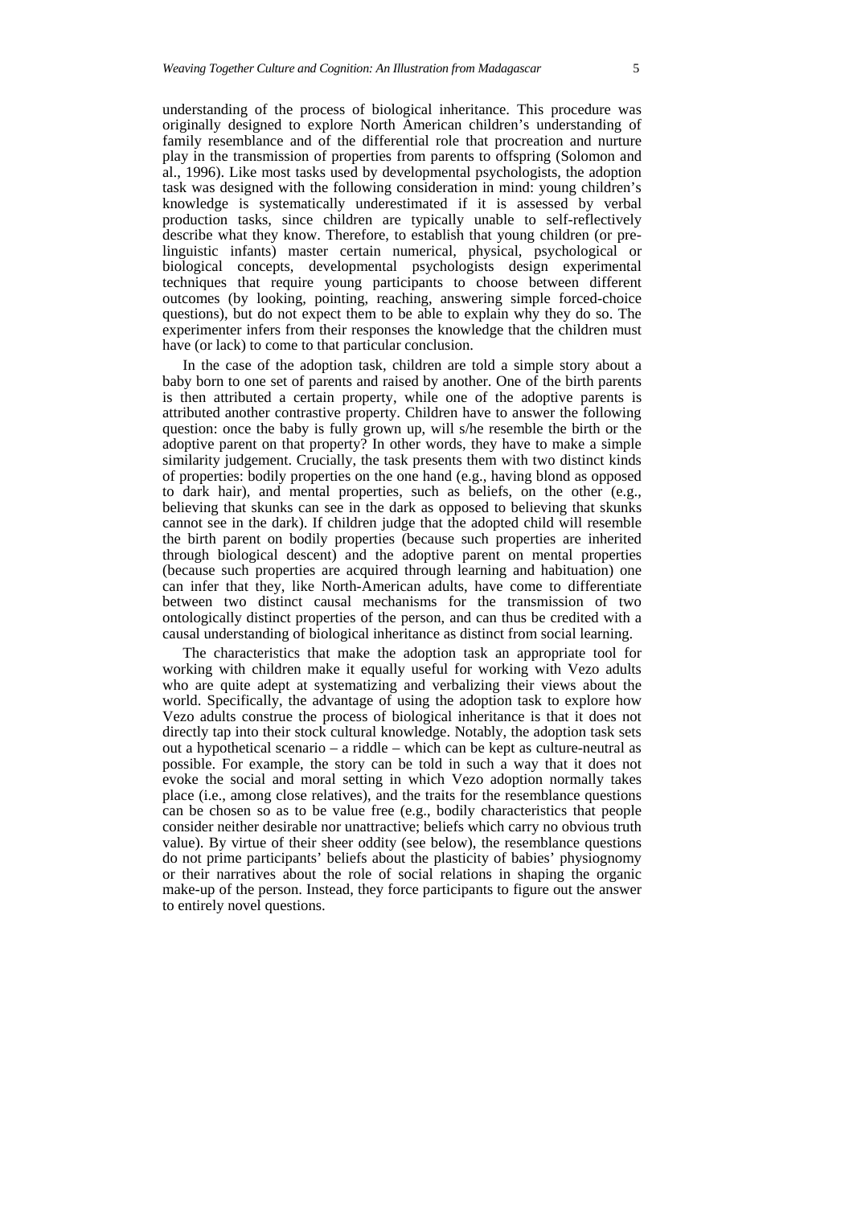understanding of the process of biological inheritance. This procedure was originally designed to explore North American children's understanding of family resemblance and of the differential role that procreation and nurture play in the transmission of properties from parents to offspring (Solomon and al., 1996). Like most tasks used by developmental psychologists, the adoption task was designed with the following consideration in mind: young children's knowledge is systematically underestimated if it is assessed by verbal production tasks, since children are typically unable to self-reflectively describe what they know. Therefore, to establish that young children (or pre-linguistic infants) master certain numerical, physical, psychological or biological concepts, developmental psychologists design experimental techniques that require young participants to choose between different outcomes (by looking, pointing, reaching, answering simple forced-choice questions), but do not expect them to be able to explain why they do so. The experimenter infers from their responses the knowledge that the children must have (or lack) to come to that particular conclusion.

In the case of the adoption task, children are told a simple story about a baby born to one set of parents and raised by another. One of the birth parents is then attributed a certain property, while one of the adoptive parents is attributed another contrastive property. Children have to answer the following question: once the baby is fully grown up, will s/he resemble the birth or the adoptive parent on that property? In other words, they have to make a simple similarity judgement. Crucially, the task presents them with two distinct kinds of properties: bodily properties on the one hand (e.g., having blond as opposed to dark hair), and mental properties, such as beliefs, on the other (e.g., believing that skunks can see in the dark as opposed to believing that skunks cannot see in the dark). If children judge that the adopted child will resemble the birth parent on bodily properties (because such properties are inherited through biological descent) and the adoptive parent on mental properties (because such properties are acquired through learning and habituation) one can infer that they, like North-American adults, have come to differentiate between two distinct causal mechanisms for the transmission of two ontologically distinct properties of the person, and can thus be credited with a causal understanding of biological inheritance as distinct from social learning.

The characteristics that make the adoption task an appropriate tool for working with children make it equally useful for working with Vezo adults who are quite adept at systematizing and verbalizing their views about the world. Specifically, the advantage of using the adoption task to explore how Vezo adults construe the process of biological inheritance is that it does not directly tap into their stock cultural knowledge. Notably, the adoption task sets out a hypothetical scenario – a riddle – which can be kept as culture-neutral as possible. For example, the story can be told in such a way that it does not evoke the social and moral setting in which Vezo adoption normally takes place (i.e., among close relatives), and the traits for the resemblance questions can be chosen so as to be value free (e.g., bodily characteristics that people consider neither desirable nor unattractive; beliefs which carry no obvious truth value). By virtue of their sheer oddity (see below), the resemblance questions do not prime participants' beliefs about the plasticity of babies' physiognomy or their narratives about the role of social relations in shaping the organic make-up of the person. Instead, they force participants to figure out the answer to entirely novel questions.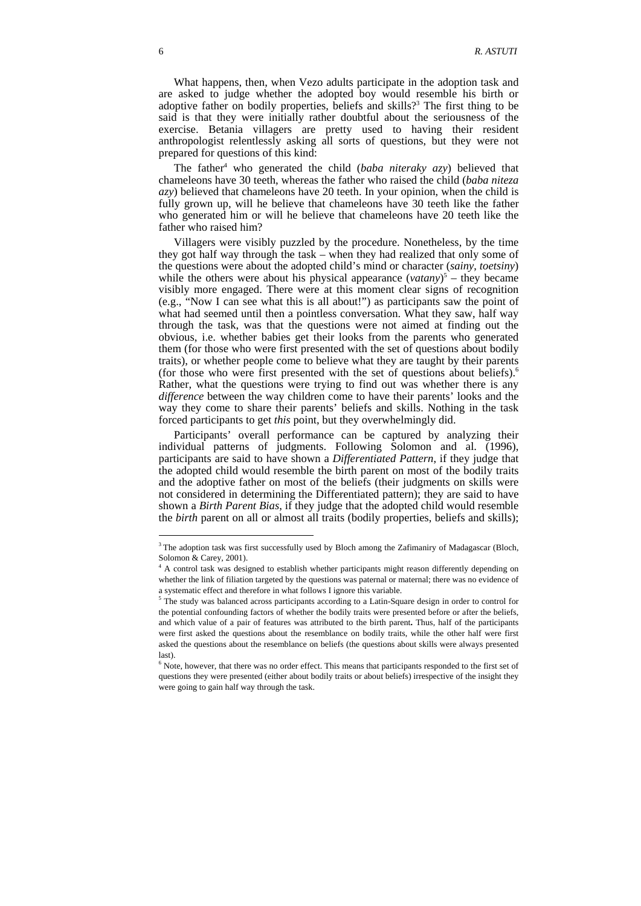What happens, then, when Vezo adults participate in the adoption task and are asked to judge whether the adopted boy would resemble his birth or adoptive father on bodily properties, beliefs and skills?[3] The first thing to be said is that they were initially rather doubtful about the seriousness of the exercise. Betania villagers are pretty used to having their resident anthropologist relentlessly asking all sorts of questions, but they were not prepared for questions of this kind:

The father[4] who generated the child (*baba niteraky azy*) believed that chameleons have 30 teeth, whereas the father who raised the child (*baba niteza azy*) believed that chameleons have 20 teeth. In your opinion, when the child is fully grown up, will he believe that chameleons have 30 teeth like the father who generated him or will he believe that chameleons have 20 teeth like the father who raised him?

Villagers were visibly puzzled by the procedure. Nonetheless, by the time they got half way through the task – when they had realized that only some of the questions were about the adopted child's mind or character (*sainy*, *toetsiny*) while the others were about his physical appearance (*vatany*)[5] – they became visibly more engaged. There were at this moment clear signs of recognition (e.g., "Now I can see what this is all about!") as participants saw the point of what had seemed until then a pointless conversation. What they saw, half way through the task, was that the questions were not aimed at finding out the obvious, i.e. whether babies get their looks from the parents who generated them (for those who were first presented with the set of questions about bodily traits), or whether people come to believe what they are taught by their parents (for those who were first presented with the set of questions about beliefs).[6] Rather, what the questions were trying to find out was whether there is any *difference* between the way children come to have their parents' looks and the way they come to share their parents' beliefs and skills. Nothing in the task forced participants to get *this* point, but they overwhelmingly did.

Participants' overall performance can be captured by analyzing their individual patterns of judgments. Following Solomon and al. (1996), participants are said to have shown a *Differentiated Pattern*, if they judge that the adopted child would resemble the birth parent on most of the bodily traits and the adoptive father on most of the beliefs (their judgments on skills were not considered in determining the Differentiated pattern); they are said to have shown a *Birth Parent Bias*, if they judge that the adopted child would resemble the *birth* parent on all or almost all traits (bodily properties, beliefs and skills);

---

[3] The adoption task was first successfully used by Bloch among the Zafimaniry of Madagascar (Bloch, Solomon & Carey, 2001).

[4] A control task was designed to establish whether participants might reason differently depending on whether the link of filiation targeted by the questions was paternal or maternal; there was no evidence of a systematic effect and therefore in what follows I ignore this variable.

[5] The study was balanced across participants according to a Latin-Square design in order to control for the potential confounding factors of whether the bodily traits were presented before or after the beliefs, and which value of a pair of features was attributed to the birth parent**.** Thus, half of the participants were first asked the questions about the resemblance on bodily traits, while the other half were first asked the questions about the resemblance on beliefs (the questions about skills were always presented last).

[6] Note, however, that there was no order effect. This means that participants responded to the first set of questions they were presented (either about bodily traits or about beliefs) irrespective of the insight they were going to gain half way through the task.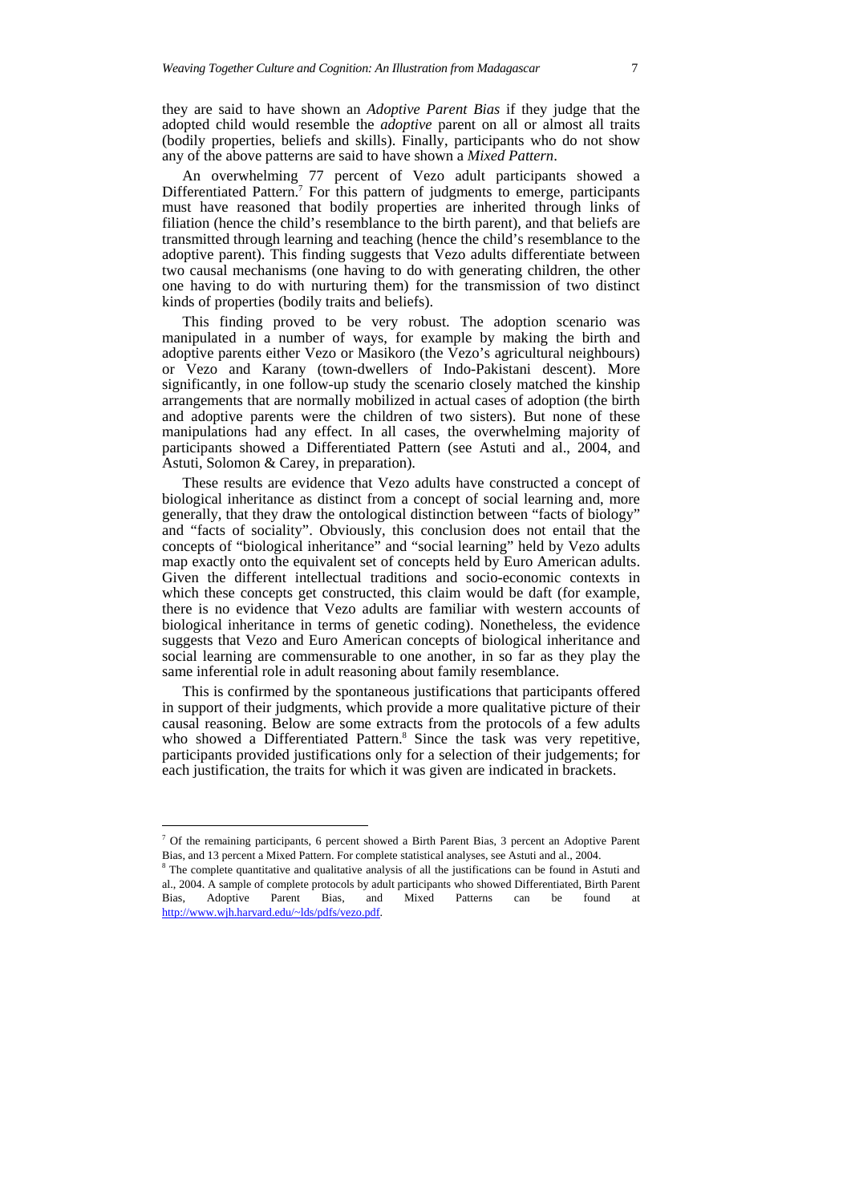they are said to have shown an *Adoptive Parent Bias* if they judge that the adopted child would resemble the *adoptive* parent on all or almost all traits (bodily properties, beliefs and skills). Finally, participants who do not show any of the above patterns are said to have shown a *Mixed Pattern*.

An overwhelming 77 percent of Vezo adult participants showed a Differentiated Pattern.[7] For this pattern of judgments to emerge, participants must have reasoned that bodily properties are inherited through links of filiation (hence the child's resemblance to the birth parent), and that beliefs are transmitted through learning and teaching (hence the child's resemblance to the adoptive parent). This finding suggests that Vezo adults differentiate between two causal mechanisms (one having to do with generating children, the other one having to do with nurturing them) for the transmission of two distinct kinds of properties (bodily traits and beliefs).

This finding proved to be very robust. The adoption scenario was manipulated in a number of ways, for example by making the birth and adoptive parents either Vezo or Masikoro (the Vezo's agricultural neighbours) or Vezo and Karany (town-dwellers of Indo-Pakistani descent). More significantly, in one follow-up study the scenario closely matched the kinship arrangements that are normally mobilized in actual cases of adoption (the birth and adoptive parents were the children of two sisters). But none of these manipulations had any effect. In all cases, the overwhelming majority of participants showed a Differentiated Pattern (see Astuti and al., 2004, and Astuti, Solomon & Carey, in preparation).

These results are evidence that Vezo adults have constructed a concept of biological inheritance as distinct from a concept of social learning and, more generally, that they draw the ontological distinction between "facts of biology" and "facts of sociality". Obviously, this conclusion does not entail that the concepts of "biological inheritance" and "social learning" held by Vezo adults map exactly onto the equivalent set of concepts held by Euro American adults. Given the different intellectual traditions and socio-economic contexts in which these concepts get constructed, this claim would be daft (for example, there is no evidence that Vezo adults are familiar with western accounts of biological inheritance in terms of genetic coding). Nonetheless, the evidence suggests that Vezo and Euro American concepts of biological inheritance and social learning are commensurable to one another, in so far as they play the same inferential role in adult reasoning about family resemblance.

This is confirmed by the spontaneous justifications that participants offered in support of their judgments, which provide a more qualitative picture of their causal reasoning. Below are some extracts from the protocols of a few adults who showed a Differentiated Pattern.[8] Since the task was very repetitive, participants provided justifications only for a selection of their judgements; for each justification, the traits for which it was given are indicated in brackets.

---

[7] Of the remaining participants, 6 percent showed a Birth Parent Bias, 3 percent an Adoptive Parent Bias, and 13 percent a Mixed Pattern. For complete statistical analyses, see Astuti and al., 2004.

[8] The complete quantitative and qualitative analysis of all the justifications can be found in Astuti and al., 2004. A sample of complete protocols by adult participants who showed Differentiated, Birth Parent Bias, Adoptive Parent Bias, and Mixed Patterns can be found at http://www.wjh.harvard.edu/~lds/pdfs/vezo.pdf.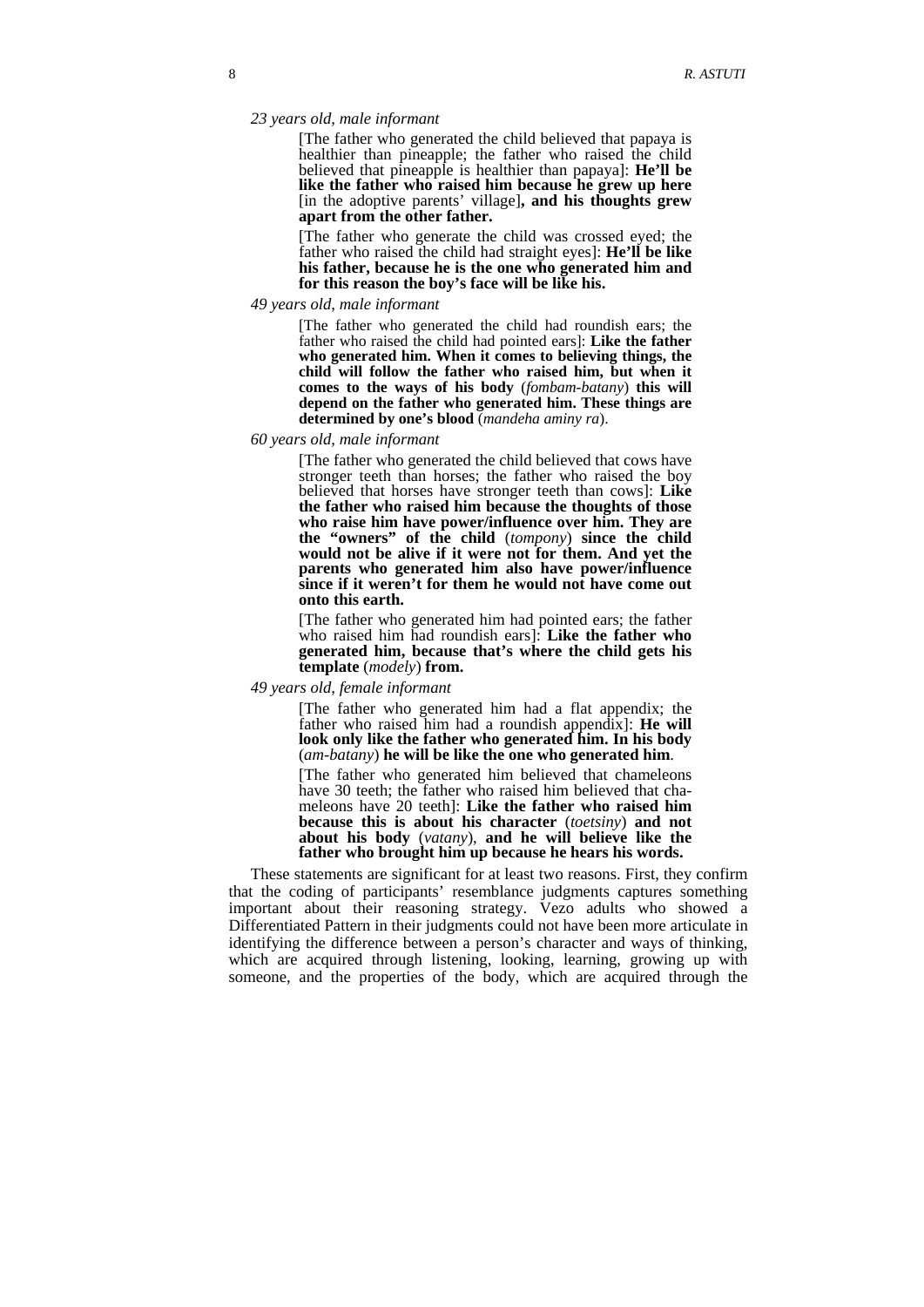*23 years old, male informant*

> [The father who generated the child believed that papaya is healthier than pineapple; the father who raised the child believed that pineapple is healthier than papaya]: **He'll be like the father who raised him because he grew up here** [in the adoptive parents' village]**, and his thoughts grew apart from the other father.**
>
> [The father who generate the child was crossed eyed; the father who raised the child had straight eyes]: **He'll be like his father, because he is the one who generated him and for this reason the boy's face will be like his.**

*49 years old, male informant*

> [The father who generated the child had roundish ears; the father who raised the child had pointed ears]: **Like the father who generated him. When it comes to believing things, the child will follow the father who raised him, but when it comes to the ways of his body** (*fombam-batany*) **this will depend on the father who generated him. These things are determined by one's blood** (*mandeha aminy ra*).

*60 years old, male informant*

> [The father who generated the child believed that cows have stronger teeth than horses; the father who raised the boy believed that horses have stronger teeth than cows]: **Like the father who raised him because the thoughts of those who raise him have power/influence over him. They are the "owners" of the child** (*tompony*) **since the child would not be alive if it were not for them. And yet the parents who generated him also have power/influence since if it weren't for them he would not have come out onto this earth.**
>
> [The father who generated him had pointed ears; the father who raised him had roundish ears]: **Like the father who generated him, because that's where the child gets his template** (*modely*) **from.**

*49 years old, female informant*

> [The father who generated him had a flat appendix; the father who raised him had a roundish appendix]: **He will look only like the father who generated him. In his body** (*am-batany*) **he will be like the one who generated him**.
>
> [The father who generated him believed that chameleons have 30 teeth; the father who raised him believed that chameleons have 20 teeth]: **Like the father who raised him because this is about his character** (*toetsiny*) **and not about his body** (*vatany*), **and he will believe like the father who brought him up because he hears his words.**

These statements are significant for at least two reasons. First, they confirm that the coding of participants' resemblance judgments captures something important about their reasoning strategy. Vezo adults who showed a Differentiated Pattern in their judgments could not have been more articulate in identifying the difference between a person's character and ways of thinking, which are acquired through listening, looking, learning, growing up with someone, and the properties of the body, which are acquired through the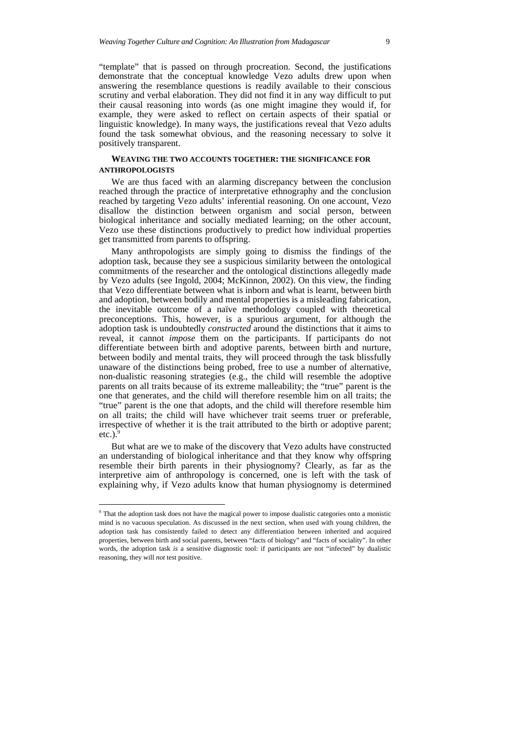"template" that is passed on through procreation. Second, the justifications demonstrate that the conceptual knowledge Vezo adults drew upon when answering the resemblance questions is readily available to their conscious scrutiny and verbal elaboration. They did not find it in any way difficult to put their causal reasoning into words (as one might imagine they would if, for example, they were asked to reflect on certain aspects of their spatial or linguistic knowledge). In many ways, the justifications reveal that Vezo adults found the task somewhat obvious, and the reasoning necessary to solve it positively transparent.

## WEAVING THE TWO ACCOUNTS TOGETHER: THE SIGNIFICANCE FOR ANTHROPOLOGISTS

We are thus faced with an alarming discrepancy between the conclusion reached through the practice of interpretative ethnography and the conclusion reached by targeting Vezo adults' inferential reasoning. On one account, Vezo disallow the distinction between organism and social person, between biological inheritance and socially mediated learning; on the other account, Vezo use these distinctions productively to predict how individual properties get transmitted from parents to offspring.

Many anthropologists are simply going to dismiss the findings of the adoption task, because they see a suspicious similarity between the ontological commitments of the researcher and the ontological distinctions allegedly made by Vezo adults (see Ingold, 2004; McKinnon, 2002). On this view, the finding that Vezo differentiate between what is inborn and what is learnt, between birth and adoption, between bodily and mental properties is a misleading fabrication, the inevitable outcome of a naïve methodology coupled with theoretical preconceptions. This, however, is a spurious argument, for although the adoption task is undoubtedly *constructed* around the distinctions that it aims to reveal, it cannot *impose* them on the participants. If participants do not differentiate between birth and adoptive parents, between birth and nurture, between bodily and mental traits, they will proceed through the task blissfully unaware of the distinctions being probed, free to use a number of alternative, non-dualistic reasoning strategies (e.g., the child will resemble the adoptive parents on all traits because of its extreme malleability; the "true" parent is the one that generates, and the child will therefore resemble him on all traits; the "true" parent is the one that adopts, and the child will therefore resemble him on all traits; the child will have whichever trait seems truer or preferable, irrespective of whether it is the trait attributed to the birth or adoptive parent; etc.).[9]

But what are we to make of the discovery that Vezo adults have constructed an understanding of biological inheritance and that they know why offspring resemble their birth parents in their physiognomy? Clearly, as far as the interpretive aim of anthropology is concerned, one is left with the task of explaining why, if Vezo adults know that human physiognomy is determined

---

[9] That the adoption task does not have the magical power to impose dualistic categories onto a monistic mind is no vacuous speculation. As discussed in the next section, when used with young children, the adoption task has consistently failed to detect any differentiation between inherited and acquired properties, between birth and social parents, between "facts of biology" and "facts of sociality". In other words, the adoption task *is* a sensitive diagnostic tool: if participants are not "infected" by dualistic reasoning, they will *not* test positive.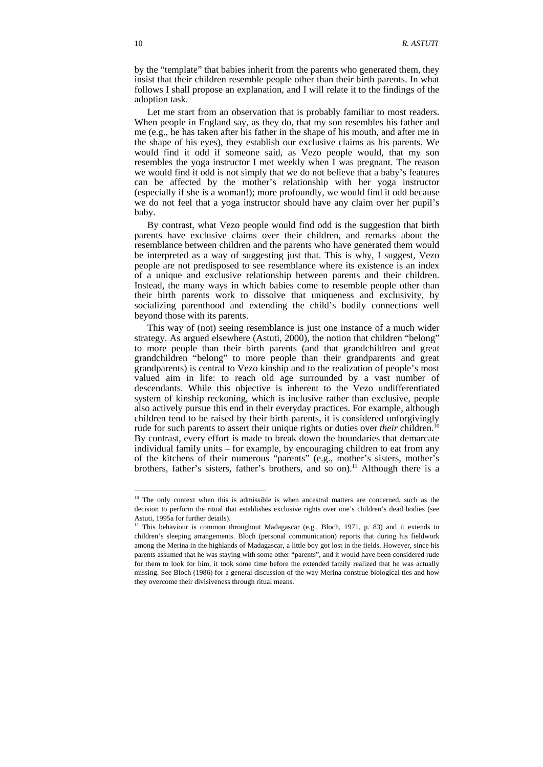by the "template" that babies inherit from the parents who generated them, they insist that their children resemble people other than their birth parents. In what follows I shall propose an explanation, and I will relate it to the findings of the adoption task.

Let me start from an observation that is probably familiar to most readers. When people in England say, as they do, that my son resembles his father and me (e.g., he has taken after his father in the shape of his mouth, and after me in the shape of his eyes), they establish our exclusive claims as his parents. We would find it odd if someone said, as Vezo people would, that my son resembles the yoga instructor I met weekly when I was pregnant. The reason we would find it odd is not simply that we do not believe that a baby's features can be affected by the mother's relationship with her yoga instructor (especially if she is a woman!); more profoundly, we would find it odd because we do not feel that a yoga instructor should have any claim over her pupil's baby.

By contrast, what Vezo people would find odd is the suggestion that birth parents have exclusive claims over their children, and remarks about the resemblance between children and the parents who have generated them would be interpreted as a way of suggesting just that. This is why, I suggest, Vezo people are not predisposed to see resemblance where its existence is an index of a unique and exclusive relationship between parents and their children. Instead, the many ways in which babies come to resemble people other than their birth parents work to dissolve that uniqueness and exclusivity, by socializing parenthood and extending the child's bodily connections well beyond those with its parents.

This way of (not) seeing resemblance is just one instance of a much wider strategy. As argued elsewhere (Astuti, 2000), the notion that children "belong" to more people than their birth parents (and that grandchildren and great grandchildren "belong" to more people than their grandparents and great grandparents) is central to Vezo kinship and to the realization of people's most valued aim in life: to reach old age surrounded by a vast number of descendants. While this objective is inherent to the Vezo undifferentiated system of kinship reckoning, which is inclusive rather than exclusive, people also actively pursue this end in their everyday practices. For example, although children tend to be raised by their birth parents, it is considered unforgivingly rude for such parents to assert their unique rights or duties over *their* children.[10] By contrast, every effort is made to break down the boundaries that demarcate individual family units – for example, by encouraging children to eat from any of the kitchens of their numerous "parents" (e.g., mother's sisters, mother's brothers, father's sisters, father's brothers, and so on).[11] Although there is a

[10] The only context when this is admissible is when ancestral matters are concerned, such as the decision to perform the ritual that establishes exclusive rights over one's children's dead bodies (see Astuti, 1995a for further details).

[11] This behaviour is common throughout Madagascar (e.g., Bloch, 1971, p. 83) and it extends to children's sleeping arrangements. Bloch (personal communication) reports that during his fieldwork among the Merina in the highlands of Madagascar, a little boy got lost in the fields. However, since his parents assumed that he was staying with some other "parents", and it would have been considered rude for them to look for him, it took some time before the extended family realized that he was actually missing. See Bloch (1986) for a general discussion of the way Merina construe biological ties and how they overcome their divisiveness through ritual means.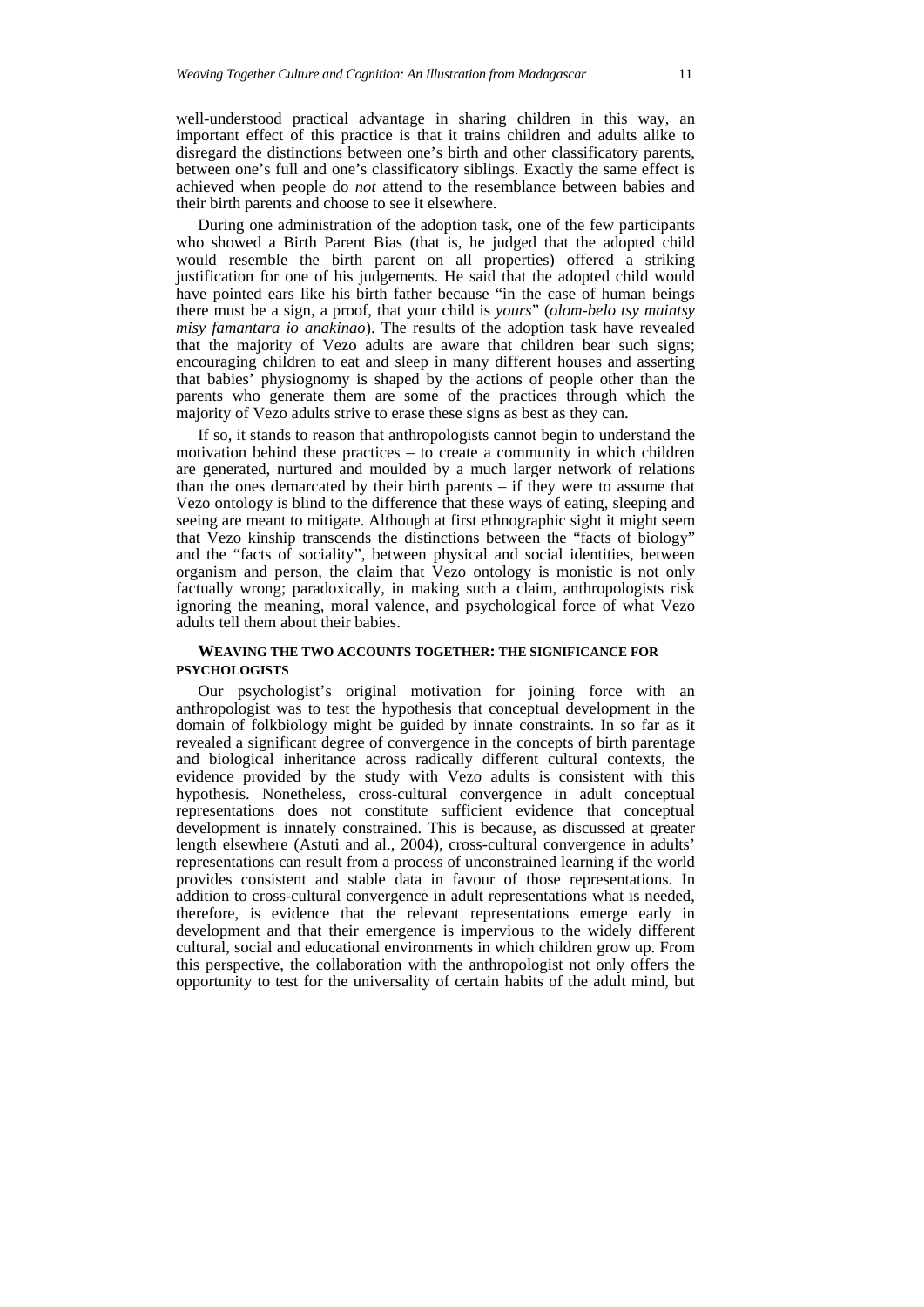well-understood practical advantage in sharing children in this way, an important effect of this practice is that it trains children and adults alike to disregard the distinctions between one's birth and other classificatory parents, between one's full and one's classificatory siblings. Exactly the same effect is achieved when people do *not* attend to the resemblance between babies and their birth parents and choose to see it elsewhere.

During one administration of the adoption task, one of the few participants who showed a Birth Parent Bias (that is, he judged that the adopted child would resemble the birth parent on all properties) offered a striking justification for one of his judgements. He said that the adopted child would have pointed ears like his birth father because "in the case of human beings there must be a sign, a proof, that your child is *yours*" (*olom-belo tsy maintsy misy famantara io anakinao*). The results of the adoption task have revealed that the majority of Vezo adults are aware that children bear such signs; encouraging children to eat and sleep in many different houses and asserting that babies' physiognomy is shaped by the actions of people other than the parents who generate them are some of the practices through which the majority of Vezo adults strive to erase these signs as best as they can.

If so, it stands to reason that anthropologists cannot begin to understand the motivation behind these practices – to create a community in which children are generated, nurtured and moulded by a much larger network of relations than the ones demarcated by their birth parents – if they were to assume that Vezo ontology is blind to the difference that these ways of eating, sleeping and seeing are meant to mitigate. Although at first ethnographic sight it might seem that Vezo kinship transcends the distinctions between the "facts of biology" and the "facts of sociality", between physical and social identities, between organism and person, the claim that Vezo ontology is monistic is not only factually wrong; paradoxically, in making such a claim, anthropologists risk ignoring the meaning, moral valence, and psychological force of what Vezo adults tell them about their babies.

## WEAVING THE TWO ACCOUNTS TOGETHER: THE SIGNIFICANCE FOR PSYCHOLOGISTS

Our psychologist's original motivation for joining force with an anthropologist was to test the hypothesis that conceptual development in the domain of folkbiology might be guided by innate constraints. In so far as it revealed a significant degree of convergence in the concepts of birth parentage and biological inheritance across radically different cultural contexts, the evidence provided by the study with Vezo adults is consistent with this hypothesis. Nonetheless, cross-cultural convergence in adult conceptual representations does not constitute sufficient evidence that conceptual development is innately constrained. This is because, as discussed at greater length elsewhere (Astuti and al., 2004), cross-cultural convergence in adults' representations can result from a process of unconstrained learning if the world provides consistent and stable data in favour of those representations. In addition to cross-cultural convergence in adult representations what is needed, therefore, is evidence that the relevant representations emerge early in development and that their emergence is impervious to the widely different cultural, social and educational environments in which children grow up. From this perspective, the collaboration with the anthropologist not only offers the opportunity to test for the universality of certain habits of the adult mind, but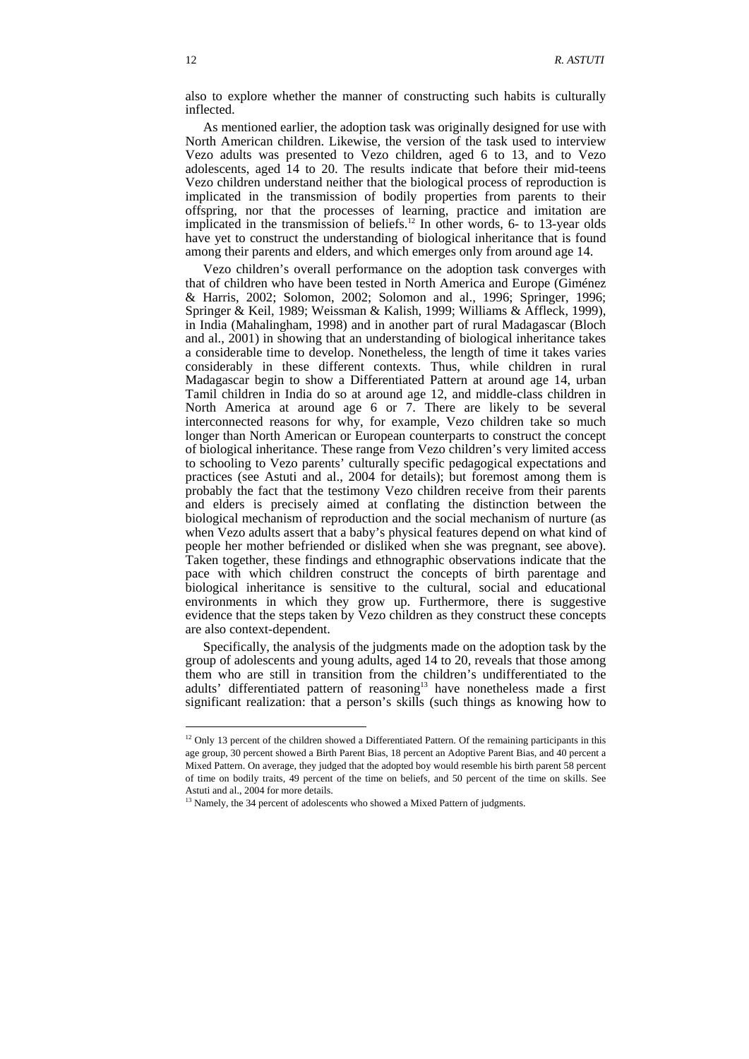also to explore whether the manner of constructing such habits is culturally inflected.

As mentioned earlier, the adoption task was originally designed for use with North American children. Likewise, the version of the task used to interview Vezo adults was presented to Vezo children, aged 6 to 13, and to Vezo adolescents, aged 14 to 20. The results indicate that before their mid-teens Vezo children understand neither that the biological process of reproduction is implicated in the transmission of bodily properties from parents to their offspring, nor that the processes of learning, practice and imitation are implicated in the transmission of beliefs.[12] In other words, 6- to 13-year olds have yet to construct the understanding of biological inheritance that is found among their parents and elders, and which emerges only from around age 14.

Vezo children's overall performance on the adoption task converges with that of children who have been tested in North America and Europe (Giménez & Harris, 2002; Solomon, 2002; Solomon and al., 1996; Springer, 1996; Springer & Keil, 1989; Weissman & Kalish, 1999; Williams & Affleck, 1999), in India (Mahalingham, 1998) and in another part of rural Madagascar (Bloch and al., 2001) in showing that an understanding of biological inheritance takes a considerable time to develop. Nonetheless, the length of time it takes varies considerably in these different contexts. Thus, while children in rural Madagascar begin to show a Differentiated Pattern at around age 14, urban Tamil children in India do so at around age 12, and middle-class children in North America at around age 6 or 7. There are likely to be several interconnected reasons for why, for example, Vezo children take so much longer than North American or European counterparts to construct the concept of biological inheritance. These range from Vezo children's very limited access to schooling to Vezo parents' culturally specific pedagogical expectations and practices (see Astuti and al., 2004 for details); but foremost among them is probably the fact that the testimony Vezo children receive from their parents and elders is precisely aimed at conflating the distinction between the biological mechanism of reproduction and the social mechanism of nurture (as when Vezo adults assert that a baby's physical features depend on what kind of people her mother befriended or disliked when she was pregnant, see above). Taken together, these findings and ethnographic observations indicate that the pace with which children construct the concepts of birth parentage and biological inheritance is sensitive to the cultural, social and educational environments in which they grow up. Furthermore, there is suggestive evidence that the steps taken by Vezo children as they construct these concepts are also context-dependent.

Specifically, the analysis of the judgments made on the adoption task by the group of adolescents and young adults, aged 14 to 20, reveals that those among them who are still in transition from the children's undifferentiated to the adults' differentiated pattern of reasoning[13] have nonetheless made a first significant realization: that a person's skills (such things as knowing how to

---

[12] Only 13 percent of the children showed a Differentiated Pattern. Of the remaining participants in this age group, 30 percent showed a Birth Parent Bias, 18 percent an Adoptive Parent Bias, and 40 percent a Mixed Pattern. On average, they judged that the adopted boy would resemble his birth parent 58 percent of time on bodily traits, 49 percent of the time on beliefs, and 50 percent of the time on skills. See Astuti and al., 2004 for more details.

[13] Namely, the 34 percent of adolescents who showed a Mixed Pattern of judgments.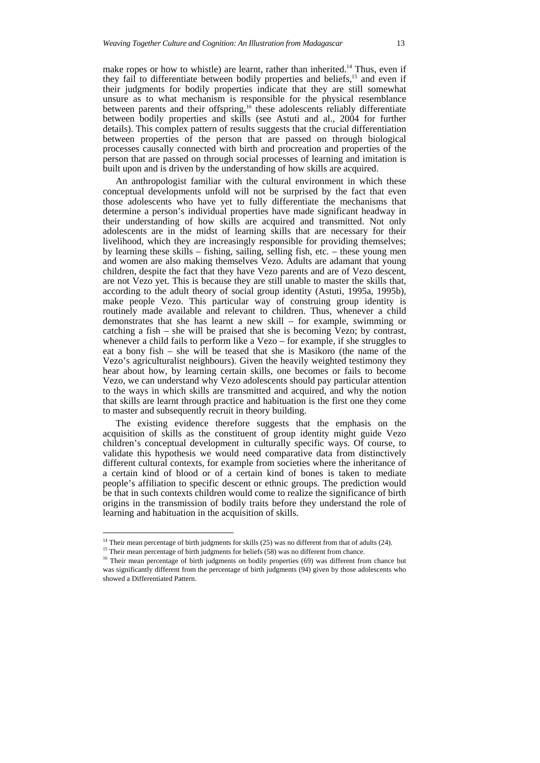make ropes or how to whistle) are learnt, rather than inherited.[14] Thus, even if they fail to differentiate between bodily properties and beliefs,[15] and even if their judgments for bodily properties indicate that they are still somewhat unsure as to what mechanism is responsible for the physical resemblance between parents and their offspring,[16] these adolescents reliably differentiate between bodily properties and skills (see Astuti and al., 2004 for further details). This complex pattern of results suggests that the crucial differentiation between properties of the person that are passed on through biological processes causally connected with birth and procreation and properties of the person that are passed on through social processes of learning and imitation is built upon and is driven by the understanding of how skills are acquired.

An anthropologist familiar with the cultural environment in which these conceptual developments unfold will not be surprised by the fact that even those adolescents who have yet to fully differentiate the mechanisms that determine a person's individual properties have made significant headway in their understanding of how skills are acquired and transmitted. Not only adolescents are in the midst of learning skills that are necessary for their livelihood, which they are increasingly responsible for providing themselves; by learning these skills – fishing, sailing, selling fish, etc. – these young men and women are also making themselves Vezo. Adults are adamant that young children, despite the fact that they have Vezo parents and are of Vezo descent, are not Vezo yet. This is because they are still unable to master the skills that, according to the adult theory of social group identity (Astuti, 1995a, 1995b), make people Vezo. This particular way of construing group identity is routinely made available and relevant to children. Thus, whenever a child demonstrates that she has learnt a new skill – for example, swimming or catching a fish – she will be praised that she is becoming Vezo; by contrast, whenever a child fails to perform like a Vezo – for example, if she struggles to eat a bony fish – she will be teased that she is Masikoro (the name of the Vezo's agriculturalist neighbours). Given the heavily weighted testimony they hear about how, by learning certain skills, one becomes or fails to become Vezo, we can understand why Vezo adolescents should pay particular attention to the ways in which skills are transmitted and acquired, and why the notion that skills are learnt through practice and habituation is the first one they come to master and subsequently recruit in theory building.

The existing evidence therefore suggests that the emphasis on the acquisition of skills as the constituent of group identity might guide Vezo children's conceptual development in culturally specific ways. Of course, to validate this hypothesis we would need comparative data from distinctively different cultural contexts, for example from societies where the inheritance of a certain kind of blood or of a certain kind of bones is taken to mediate people's affiliation to specific descent or ethnic groups. The prediction would be that in such contexts children would come to realize the significance of birth origins in the transmission of bodily traits before they understand the role of learning and habituation in the acquisition of skills.

---

[14] Their mean percentage of birth judgments for skills (25) was no different from that of adults (24).

[15] Their mean percentage of birth judgments for beliefs (58) was no different from chance.

[16] Their mean percentage of birth judgments on bodily properties (69) was different from chance but was significantly different from the percentage of birth judgments (94) given by those adolescents who showed a Differentiated Pattern.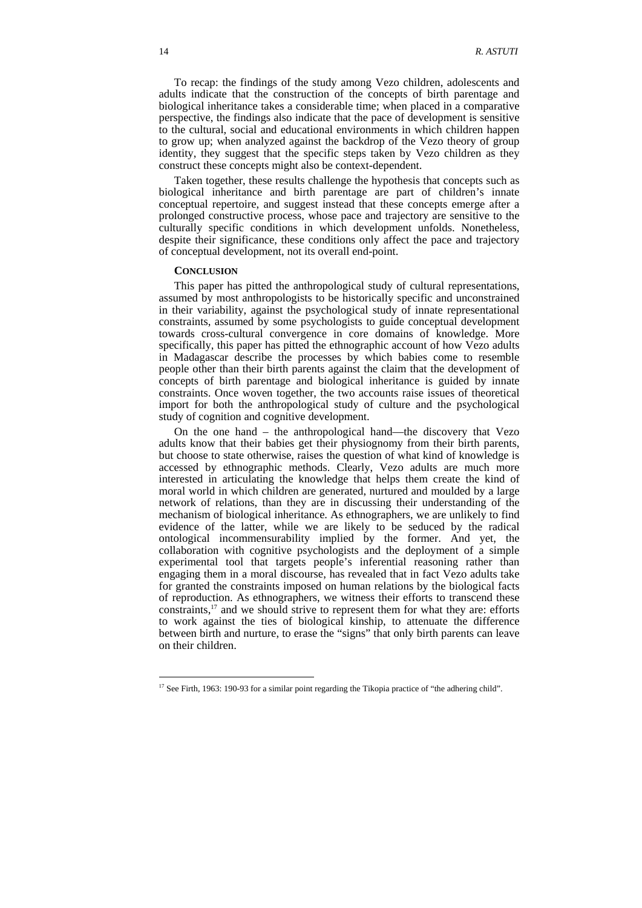To recap: the findings of the study among Vezo children, adolescents and adults indicate that the construction of the concepts of birth parentage and biological inheritance takes a considerable time; when placed in a comparative perspective, the findings also indicate that the pace of development is sensitive to the cultural, social and educational environments in which children happen to grow up; when analyzed against the backdrop of the Vezo theory of group identity, they suggest that the specific steps taken by Vezo children as they construct these concepts might also be context-dependent.

Taken together, these results challenge the hypothesis that concepts such as biological inheritance and birth parentage are part of children's innate conceptual repertoire, and suggest instead that these concepts emerge after a prolonged constructive process, whose pace and trajectory are sensitive to the culturally specific conditions in which development unfolds. Nonetheless, despite their significance, these conditions only affect the pace and trajectory of conceptual development, not its overall end-point.

## CONCLUSION

This paper has pitted the anthropological study of cultural representations, assumed by most anthropologists to be historically specific and unconstrained in their variability, against the psychological study of innate representational constraints, assumed by some psychologists to guide conceptual development towards cross-cultural convergence in core domains of knowledge. More specifically, this paper has pitted the ethnographic account of how Vezo adults in Madagascar describe the processes by which babies come to resemble people other than their birth parents against the claim that the development of concepts of birth parentage and biological inheritance is guided by innate constraints. Once woven together, the two accounts raise issues of theoretical import for both the anthropological study of culture and the psychological study of cognition and cognitive development.

On the one hand – the anthropological hand—the discovery that Vezo adults know that their babies get their physiognomy from their birth parents, but choose to state otherwise, raises the question of what kind of knowledge is accessed by ethnographic methods. Clearly, Vezo adults are much more interested in articulating the knowledge that helps them create the kind of moral world in which children are generated, nurtured and moulded by a large network of relations, than they are in discussing their understanding of the mechanism of biological inheritance. As ethnographers, we are unlikely to find evidence of the latter, while we are likely to be seduced by the radical ontological incommensurability implied by the former. And yet, the collaboration with cognitive psychologists and the deployment of a simple experimental tool that targets people's inferential reasoning rather than engaging them in a moral discourse, has revealed that in fact Vezo adults take for granted the constraints imposed on human relations by the biological facts of reproduction. As ethnographers, we witness their efforts to transcend these constraints,[17] and we should strive to represent them for what they are: efforts to work against the ties of biological kinship, to attenuate the difference between birth and nurture, to erase the "signs" that only birth parents can leave on their children.

---

[17] See Firth, 1963: 190-93 for a similar point regarding the Tikopia practice of "the adhering child".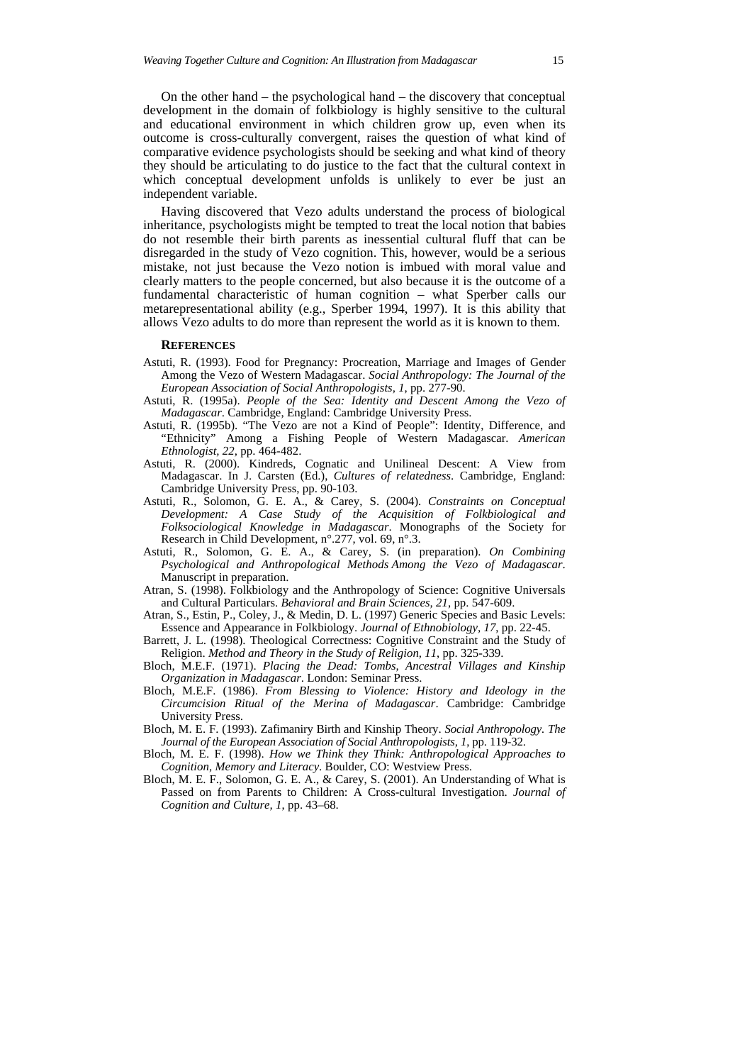On the other hand – the psychological hand – the discovery that conceptual development in the domain of folkbiology is highly sensitive to the cultural and educational environment in which children grow up, even when its outcome is cross-culturally convergent, raises the question of what kind of comparative evidence psychologists should be seeking and what kind of theory they should be articulating to do justice to the fact that the cultural context in which conceptual development unfolds is unlikely to ever be just an independent variable.

Having discovered that Vezo adults understand the process of biological inheritance, psychologists might be tempted to treat the local notion that babies do not resemble their birth parents as inessential cultural fluff that can be disregarded in the study of Vezo cognition. This, however, would be a serious mistake, not just because the Vezo notion is imbued with moral value and clearly matters to the people concerned, but also because it is the outcome of a fundamental characteristic of human cognition – what Sperber calls our metarepresentational ability (e.g., Sperber 1994, 1997). It is this ability that allows Vezo adults to do more than represent the world as it is known to them.

## REFERENCES

Astuti, R. (1993). Food for Pregnancy: Procreation, Marriage and Images of Gender Among the Vezo of Western Madagascar. *Social Anthropology: The Journal of the European Association of Social Anthropologists, 1*, pp. 277-90.

Astuti, R. (1995a). *People of the Sea: Identity and Descent Among the Vezo of Madagascar*. Cambridge, England: Cambridge University Press.

Astuti, R. (1995b). "The Vezo are not a Kind of People": Identity, Difference, and "Ethnicity" Among a Fishing People of Western Madagascar. *American Ethnologist, 22*, pp. 464-482.

Astuti, R. (2000). Kindreds, Cognatic and Unilineal Descent: A View from Madagascar. In J. Carsten (Ed.), *Cultures of relatedness*. Cambridge, England: Cambridge University Press, pp. 90-103.

Astuti, R., Solomon, G. E. A., & Carey, S. (2004). *Constraints on Conceptual Development: A Case Study of the Acquisition of Folkbiological and Folksociological Knowledge in Madagascar*. Monographs of the Society for Research in Child Development, n°.277, vol. 69, n°.3.

Astuti, R., Solomon, G. E. A., & Carey, S. (in preparation). *On Combining Psychological and Anthropological Methods Among the Vezo of Madagascar*. Manuscript in preparation.

Atran, S. (1998). Folkbiology and the Anthropology of Science: Cognitive Universals and Cultural Particulars. *Behavioral and Brain Sciences, 21*, pp. 547-609.

Atran, S., Estin, P., Coley, J., & Medin, D. L. (1997) Generic Species and Basic Levels: Essence and Appearance in Folkbiology. *Journal of Ethnobiology, 17*, pp. 22-45.

Barrett, J. L. (1998). Theological Correctness: Cognitive Constraint and the Study of Religion. *Method and Theory in the Study of Religion, 11*, pp. 325-339.

Bloch, M.E.F. (1971). *Placing the Dead: Tombs, Ancestral Villages and Kinship Organization in Madagascar*. London: Seminar Press.

Bloch, M.E.F. (1986). *From Blessing to Violence: History and Ideology in the Circumcision Ritual of the Merina of Madagascar*. Cambridge: Cambridge University Press.

Bloch, M. E. F. (1993). Zafimaniry Birth and Kinship Theory. *Social Anthropology. The Journal of the European Association of Social Anthropologists, 1*, pp. 119-32.

Bloch, M. E. F. (1998). *How we Think they Think: Anthropological Approaches to Cognition, Memory and Literacy*. Boulder, CO: Westview Press.

Bloch, M. E. F., Solomon, G. E. A., & Carey, S. (2001). An Understanding of What is Passed on from Parents to Children: A Cross-cultural Investigation. *Journal of Cognition and Culture, 1*, pp. 43–68.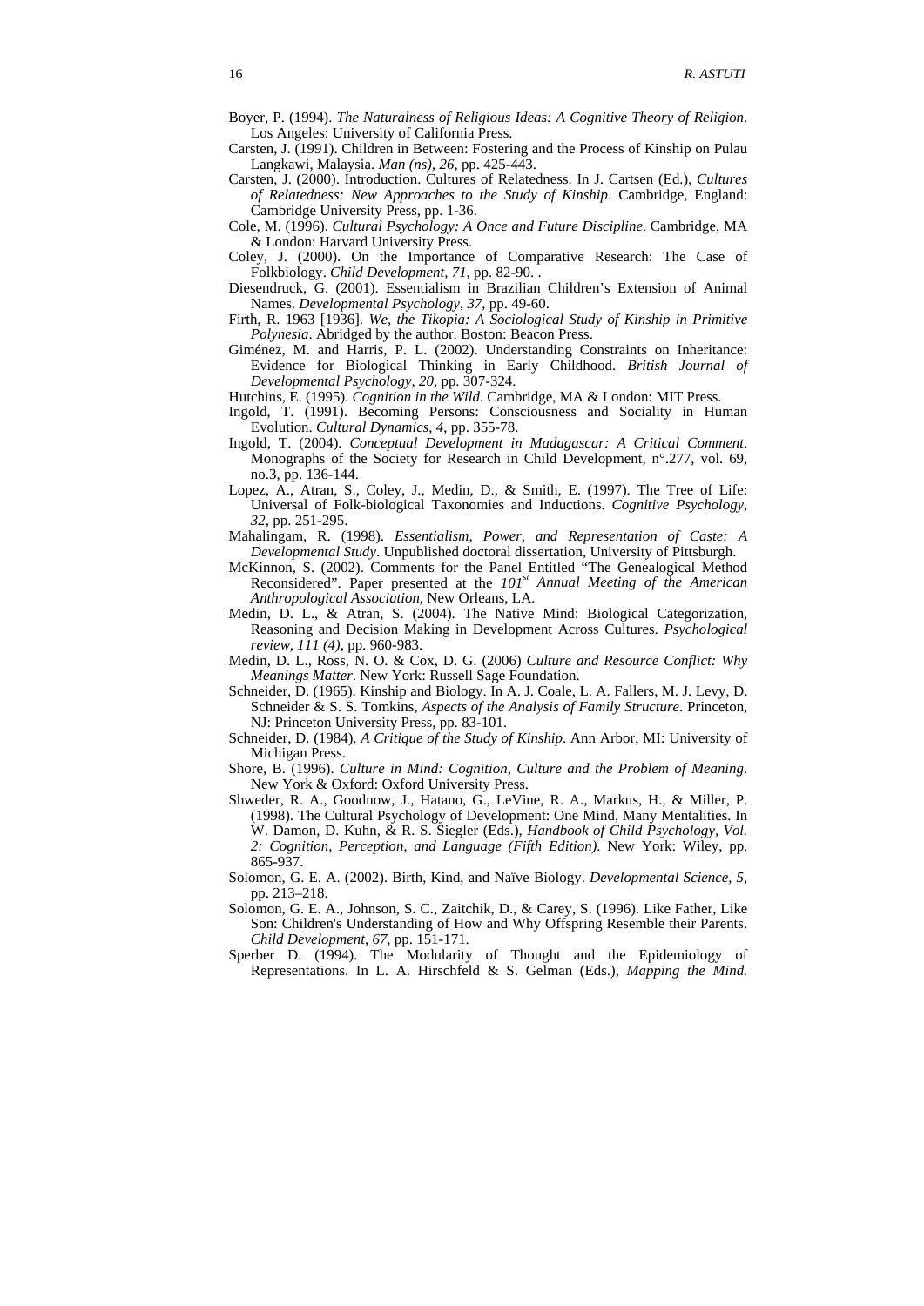Boyer, P. (1994). *The Naturalness of Religious Ideas: A Cognitive Theory of Religion*. Los Angeles: University of California Press.

Carsten, J. (1991). Children in Between: Fostering and the Process of Kinship on Pulau Langkawi, Malaysia. *Man (ns), 26*, pp. 425-443.

Carsten, J. (2000). Introduction. Cultures of Relatedness. In J. Cartsen (Ed.), *Cultures of Relatedness: New Approaches to the Study of Kinship*. Cambridge, England: Cambridge University Press, pp. 1-36.

Cole, M. (1996). *Cultural Psychology: A Once and Future Discipline*. Cambridge, MA & London: Harvard University Press.

Coley, J. (2000). On the Importance of Comparative Research: The Case of Folkbiology. *Child Development, 71*, pp. 82-90. .

Diesendruck, G. (2001). Essentialism in Brazilian Children's Extension of Animal Names. *Developmental Psychology, 37*, pp. 49-60.

Firth, R. 1963 [1936]. *We, the Tikopia: A Sociological Study of Kinship in Primitive Polynesia*. Abridged by the author. Boston: Beacon Press.

Giménez, M. and Harris, P. L. (2002). Understanding Constraints on Inheritance: Evidence for Biological Thinking in Early Childhood. *British Journal of Developmental Psychology, 20*, pp. 307-324.

Hutchins, E. (1995). *Cognition in the Wild*. Cambridge, MA & London: MIT Press.

Ingold, T. (1991). Becoming Persons: Consciousness and Sociality in Human Evolution. *Cultural Dynamics, 4*, pp. 355-78.

Ingold, T. (2004). *Conceptual Development in Madagascar: A Critical Comment*. Monographs of the Society for Research in Child Development, n°.277, vol. 69, no.3, pp. 136-144.

Lopez, A., Atran, S., Coley, J., Medin, D., & Smith, E. (1997). The Tree of Life: Universal of Folk-biological Taxonomies and Inductions. *Cognitive Psychology, 32*, pp. 251-295.

Mahalingam, R. (1998). *Essentialism, Power, and Representation of Caste: A Developmental Study*. Unpublished doctoral dissertation, University of Pittsburgh.

McKinnon, S. (2002). Comments for the Panel Entitled "The Genealogical Method Reconsidered". Paper presented at the *101st Annual Meeting of the American Anthropological Association*, New Orleans, LA.

Medin, D. L., & Atran, S. (2004). The Native Mind: Biological Categorization, Reasoning and Decision Making in Development Across Cultures. *Psychological review, 111 (4)*, pp. 960-983.

Medin, D. L., Ross, N. O. & Cox, D. G. (2006) *Culture and Resource Conflict: Why Meanings Matter*. New York: Russell Sage Foundation.

Schneider, D. (1965). Kinship and Biology. In A. J. Coale, L. A. Fallers, M. J. Levy, D. Schneider & S. S. Tomkins, *Aspects of the Analysis of Family Structure*. Princeton, NJ: Princeton University Press, pp. 83-101.

Schneider, D. (1984). *A Critique of the Study of Kinship*. Ann Arbor, MI: University of Michigan Press.

Shore, B. (1996). *Culture in Mind: Cognition, Culture and the Problem of Meaning*. New York & Oxford: Oxford University Press.

Shweder, R. A., Goodnow, J., Hatano, G., LeVine, R. A., Markus, H., & Miller, P. (1998). The Cultural Psychology of Development: One Mind, Many Mentalities. In W. Damon, D. Kuhn, & R. S. Siegler (Eds.), *Handbook of Child Psychology, Vol. 2: Cognition, Perception, and Language (Fifth Edition)*. New York: Wiley, pp. 865-937.

Solomon, G. E. A. (2002). Birth, Kind, and Naïve Biology. *Developmental Science, 5*, pp. 213–218.

Solomon, G. E. A., Johnson, S. C., Zaitchik, D., & Carey, S. (1996). Like Father, Like Son: Children's Understanding of How and Why Offspring Resemble their Parents. *Child Development, 67*, pp. 151-171.

Sperber D. (1994). The Modularity of Thought and the Epidemiology of Representations. In L. A. Hirschfeld & S. Gelman (Eds.), *Mapping the Mind.*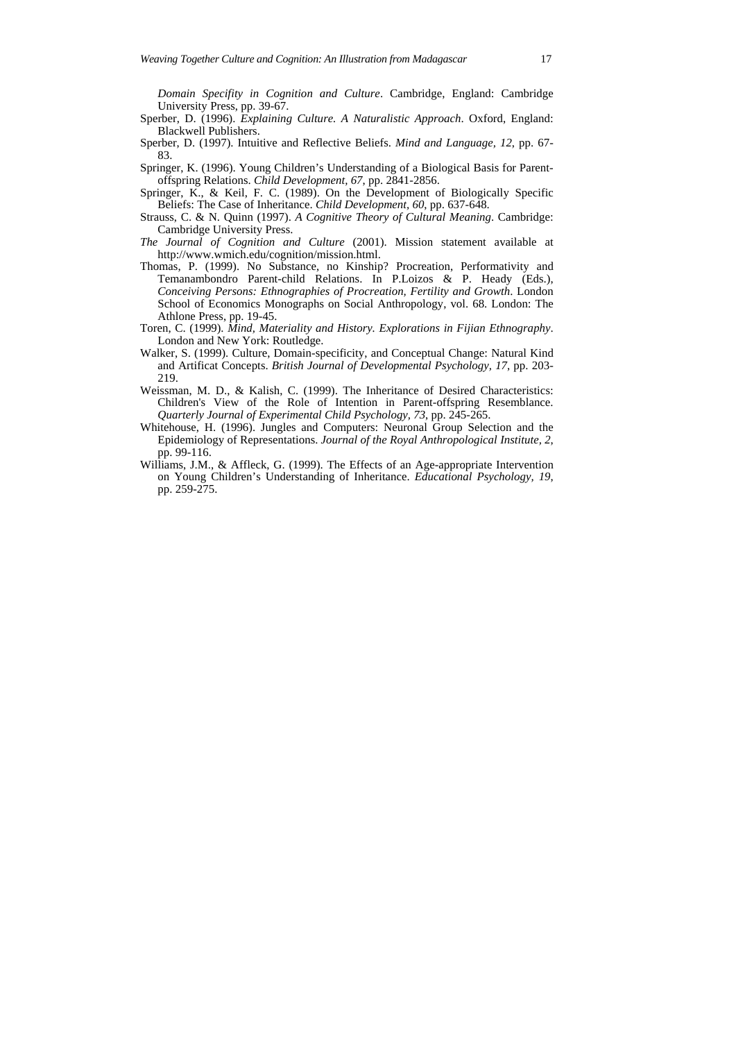*Domain Specifity in Cognition and Culture*. Cambridge, England: Cambridge University Press, pp. 39-67.

Sperber, D. (1996). *Explaining Culture. A Naturalistic Approach*. Oxford, England: Blackwell Publishers.

Sperber, D. (1997). Intuitive and Reflective Beliefs. *Mind and Language, 12*, pp. 67-83.

Springer, K. (1996). Young Children's Understanding of a Biological Basis for Parent-offspring Relations. *Child Development, 67*, pp. 2841-2856.

Springer, K., & Keil, F. C. (1989). On the Development of Biologically Specific Beliefs: The Case of Inheritance. *Child Development, 60*, pp. 637-648.

Strauss, C. & N. Quinn (1997). *A Cognitive Theory of Cultural Meaning*. Cambridge: Cambridge University Press.

*The Journal of Cognition and Culture* (2001). Mission statement available at http://www.wmich.edu/cognition/mission.html.

Thomas, P. (1999). No Substance, no Kinship? Procreation, Performativity and Temanambondro Parent-child Relations. In P.Loizos & P. Heady (Eds.), *Conceiving Persons: Ethnographies of Procreation, Fertility and Growth*. London School of Economics Monographs on Social Anthropology, vol. 68. London: The Athlone Press, pp. 19-45.

Toren, C. (1999). *Mind, Materiality and History. Explorations in Fijian Ethnography*. London and New York: Routledge.

Walker, S. (1999). Culture, Domain-specificity, and Conceptual Change: Natural Kind and Artificat Concepts. *British Journal of Developmental Psychology, 17*, pp. 203-219.

Weissman, M. D., & Kalish, C. (1999). The Inheritance of Desired Characteristics: Children's View of the Role of Intention in Parent-offspring Resemblance. *Quarterly Journal of Experimental Child Psychology, 73*, pp. 245-265.

Whitehouse, H. (1996). Jungles and Computers: Neuronal Group Selection and the Epidemiology of Representations. *Journal of the Royal Anthropological Institute, 2*, pp. 99-116.

Williams, J.M., & Affleck, G. (1999). The Effects of an Age-appropriate Intervention on Young Children's Understanding of Inheritance. *Educational Psychology, 19*, pp. 259-275.